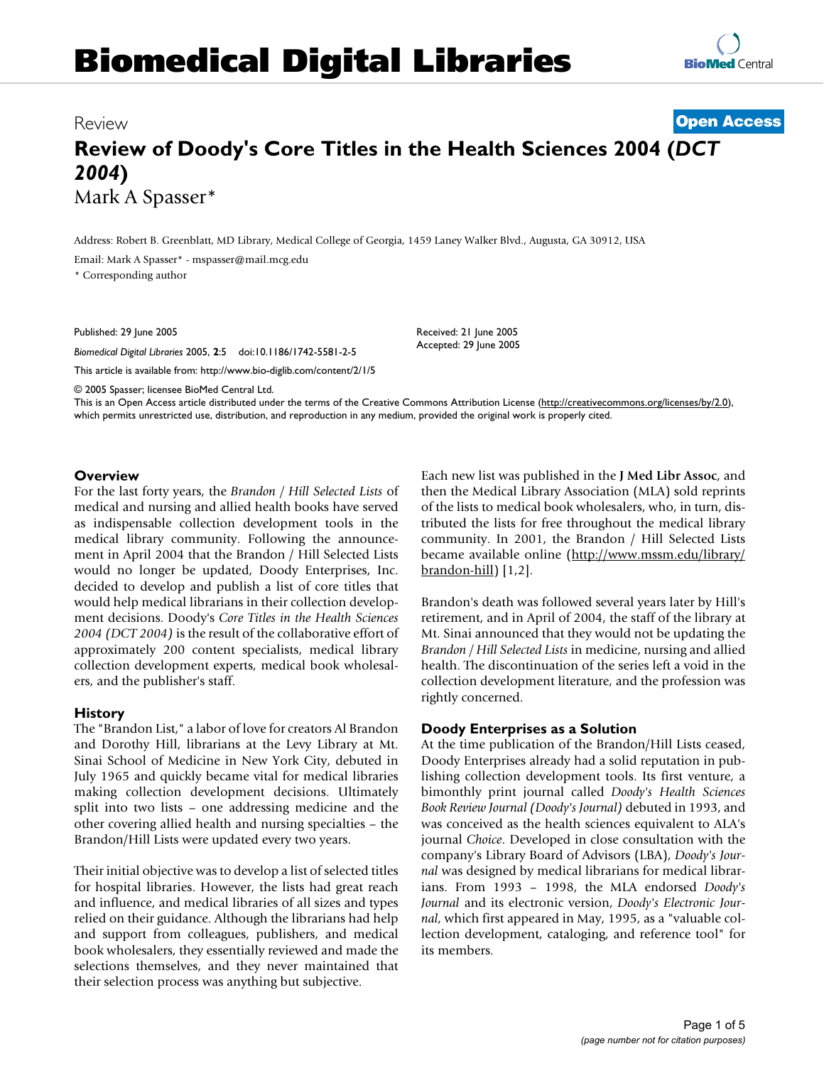# Biomedical Digital Libraries

Review **Open Access**

# Review of Doody's Core Titles in the Health Sciences 2004 (*DCT 2004*)

Mark A Spasser*

Address: Robert B. Greenblatt, MD Library, Medical College of Georgia, 1459 Laney Walker Blvd., Augusta, GA 30912, USA

Email: Mark A Spasser* - mspasser@mail.mcg.edu

\* Corresponding author

Published: 29 June 2005

*Biomedical Digital Libraries* 2005, **2**:5 doi:10.1186/1742-5581-2-5

This article is available from: http://www.bio-diglib.com/content/2/1/5

Received: 21 June 2005
Accepted: 29 June 2005

© 2005 Spasser; licensee BioMed Central Ltd.
This is an Open Access article distributed under the terms of the Creative Commons Attribution License (http://creativecommons.org/licenses/by/2.0), which permits unrestricted use, distribution, and reproduction in any medium, provided the original work is properly cited.

## Overview

For the last forty years, the *Brandon / Hill Selected Lists* of medical and nursing and allied health books have served as indispensable collection development tools in the medical library community. Following the announcement in April 2004 that the Brandon / Hill Selected Lists would no longer be updated, Doody Enterprises, Inc. decided to develop and publish a list of core titles that would help medical librarians in their collection development decisions. Doody's *Core Titles in the Health Sciences 2004 (DCT 2004)* is the result of the collaborative effort of approximately 200 content specialists, medical library collection development experts, medical book wholesalers, and the publisher's staff.

## History

The "Brandon List," a labor of love for creators Al Brandon and Dorothy Hill, librarians at the Levy Library at Mt. Sinai School of Medicine in New York City, debuted in July 1965 and quickly became vital for medical libraries making collection development decisions. Ultimately split into two lists – one addressing medicine and the other covering allied health and nursing specialties – the Brandon/Hill Lists were updated every two years.

Their initial objective was to develop a list of selected titles for hospital libraries. However, the lists had great reach and influence, and medical libraries of all sizes and types relied on their guidance. Although the librarians had help and support from colleagues, publishers, and medical book wholesalers, they essentially reviewed and made the selections themselves, and they never maintained that their selection process was anything but subjective.

Each new list was published in the **J Med Libr Assoc**, and then the Medical Library Association (MLA) sold reprints of the lists to medical book wholesalers, who, in turn, distributed the lists for free throughout the medical library community. In 2001, the Brandon / Hill Selected Lists became available online (http://www.mssm.edu/library/brandon-hill) [1,2].

Brandon's death was followed several years later by Hill's retirement, and in April of 2004, the staff of the library at Mt. Sinai announced that they would not be updating the *Brandon / Hill Selected Lists* in medicine, nursing and allied health. The discontinuation of the series left a void in the collection development literature, and the profession was rightly concerned.

## Doody Enterprises as a Solution

At the time publication of the Brandon/Hill Lists ceased, Doody Enterprises already had a solid reputation in publishing collection development tools. Its first venture, a bimonthly print journal called *Doody's Health Sciences Book Review Journal (Doody's Journal)* debuted in 1993, and was conceived as the health sciences equivalent to ALA's journal *Choice*. Developed in close consultation with the company's Library Board of Advisors (LBA), *Doody's Journal* was designed by medical librarians for medical librarians. From 1993 – 1998, the MLA endorsed *Doody's Journal* and its electronic version, *Doody's Electronic Journal*, which first appeared in May, 1995, as a "valuable collection development, cataloging, and reference tool" for its members.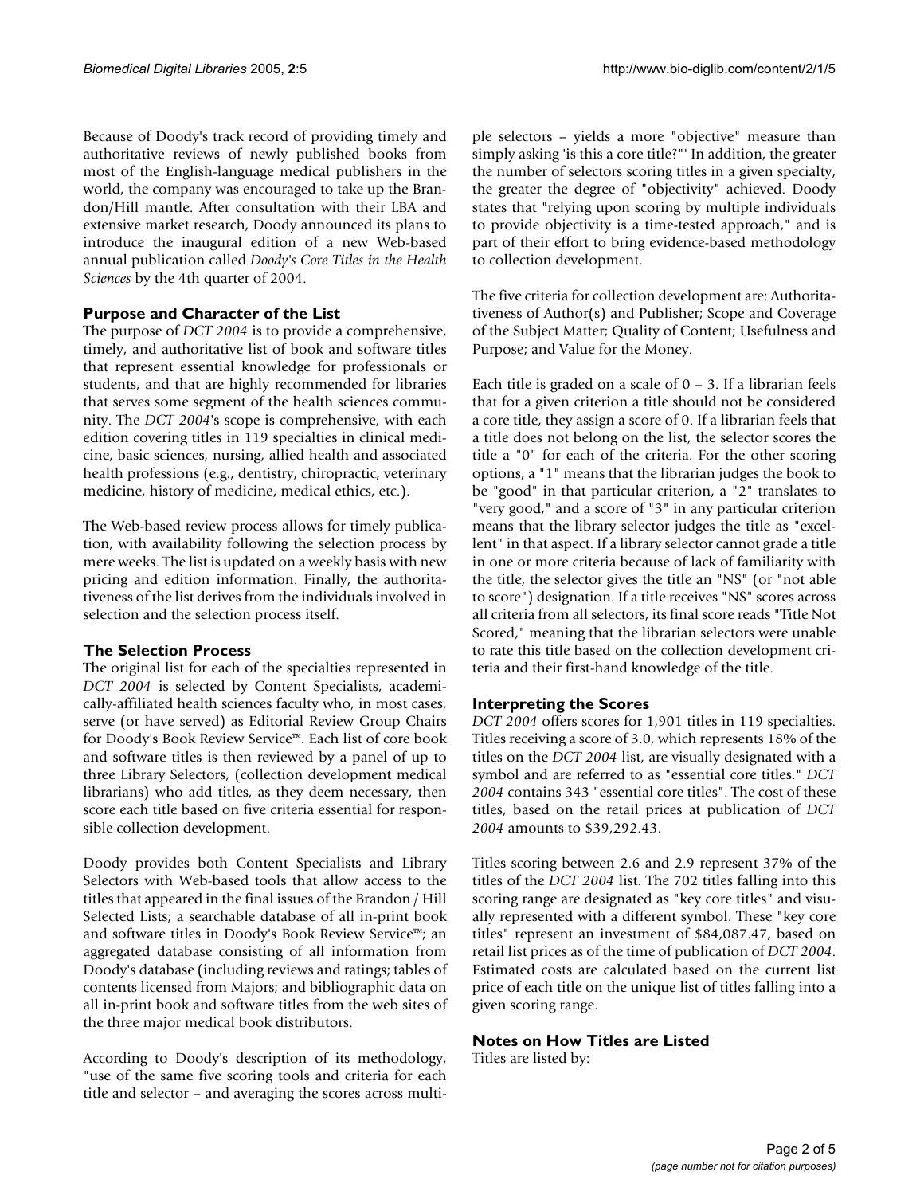Because of Doody's track record of providing timely and authoritative reviews of newly published books from most of the English-language medical publishers in the world, the company was encouraged to take up the Brandon/Hill mantle. After consultation with their LBA and extensive market research, Doody announced its plans to introduce the inaugural edition of a new Web-based annual publication called *Doody's Core Titles in the Health Sciences* by the 4th quarter of 2004.

### Purpose and Character of the List

The purpose of *DCT 2004* is to provide a comprehensive, timely, and authoritative list of book and software titles that represent essential knowledge for professionals or students, and that are highly recommended for libraries that serves some segment of the health sciences community. The *DCT 2004*'s scope is comprehensive, with each edition covering titles in 119 specialties in clinical medicine, basic sciences, nursing, allied health and associated health professions (e.g., dentistry, chiropractic, veterinary medicine, history of medicine, medical ethics, etc.).

The Web-based review process allows for timely publication, with availability following the selection process by mere weeks. The list is updated on a weekly basis with new pricing and edition information. Finally, the authoritativeness of the list derives from the individuals involved in selection and the selection process itself.

### The Selection Process

The original list for each of the specialties represented in *DCT 2004* is selected by Content Specialists, academically-affiliated health sciences faculty who, in most cases, serve (or have served) as Editorial Review Group Chairs for Doody's Book Review Service™. Each list of core book and software titles is then reviewed by a panel of up to three Library Selectors, (collection development medical librarians) who add titles, as they deem necessary, then score each title based on five criteria essential for responsible collection development.

Doody provides both Content Specialists and Library Selectors with Web-based tools that allow access to the titles that appeared in the final issues of the Brandon / Hill Selected Lists; a searchable database of all in-print book and software titles in Doody's Book Review Service™; an aggregated database consisting of all information from Doody's database (including reviews and ratings; tables of contents licensed from Majors; and bibliographic data on all in-print book and software titles from the web sites of the three major medical book distributors.

According to Doody's description of its methodology, "use of the same five scoring tools and criteria for each title and selector – and averaging the scores across multiple selectors – yields a more "objective" measure than simply asking 'is this a core title?"' In addition, the greater the number of selectors scoring titles in a given specialty, the greater the degree of "objectivity" achieved. Doody states that "relying upon scoring by multiple individuals to provide objectivity is a time-tested approach," and is part of their effort to bring evidence-based methodology to collection development.

The five criteria for collection development are: Authoritativeness of Author(s) and Publisher; Scope and Coverage of the Subject Matter; Quality of Content; Usefulness and Purpose; and Value for the Money.

Each title is graded on a scale of 0 – 3. If a librarian feels that for a given criterion a title should not be considered a core title, they assign a score of 0. If a librarian feels that a title does not belong on the list, the selector scores the title a "0" for each of the criteria. For the other scoring options, a "1" means that the librarian judges the book to be "good" in that particular criterion, a "2" translates to "very good," and a score of "3" in any particular criterion means that the library selector judges the title as "excellent" in that aspect. If a library selector cannot grade a title in one or more criteria because of lack of familiarity with the title, the selector gives the title an "NS" (or "not able to score") designation. If a title receives "NS" scores across all criteria from all selectors, its final score reads "Title Not Scored," meaning that the librarian selectors were unable to rate this title based on the collection development criteria and their first-hand knowledge of the title.

### Interpreting the Scores

*DCT 2004* offers scores for 1,901 titles in 119 specialties. Titles receiving a score of 3.0, which represents 18% of the titles on the *DCT 2004* list, are visually designated with a symbol and are referred to as "essential core titles." *DCT 2004* contains 343 "essential core titles". The cost of these titles, based on the retail prices at publication of *DCT 2004* amounts to $39,292.43.

Titles scoring between 2.6 and 2.9 represent 37% of the titles of the *DCT 2004* list. The 702 titles falling into this scoring range are designated as "key core titles" and visually represented with a different symbol. These "key core titles" represent an investment of $84,087.47, based on retail list prices as of the time of publication of *DCT 2004*. Estimated costs are calculated based on the current list price of each title on the unique list of titles falling into a given scoring range.

### Notes on How Titles are Listed

Titles are listed by: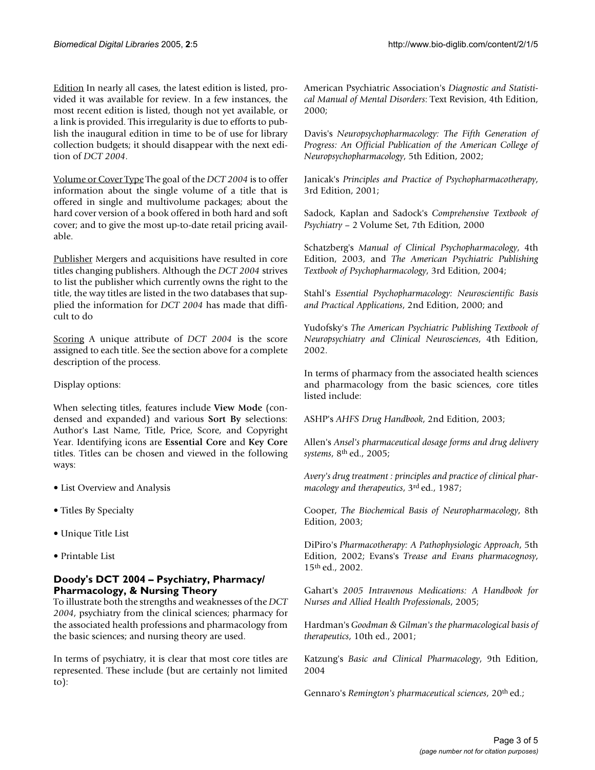Edition In nearly all cases, the latest edition is listed, provided it was available for review. In a few instances, the most recent edition is listed, though not yet available, or a link is provided. This irregularity is due to efforts to publish the inaugural edition in time to be of use for library collection budgets; it should disappear with the next edition of *DCT 2004*.

Volume or Cover Type The goal of the *DCT 2004* is to offer information about the single volume of a title that is offered in single and multivolume packages; about the hard cover version of a book offered in both hard and soft cover; and to give the most up-to-date retail pricing available.

Publisher Mergers and acquisitions have resulted in core titles changing publishers. Although the *DCT 2004* strives to list the publisher which currently owns the right to the title, the way titles are listed in the two databases that supplied the information for *DCT 2004* has made that difficult to do

Scoring A unique attribute of *DCT 2004* is the score assigned to each title. See the section above for a complete description of the process.

Display options:

When selecting titles, features include **View Mode** (condensed and expanded) and various **Sort By** selections: Author's Last Name, Title, Price, Score, and Copyright Year. Identifying icons are **Essential Core** and **Key Core** titles. Titles can be chosen and viewed in the following ways:

- List Overview and Analysis
- Titles By Specialty
- Unique Title List
- Printable List

## Doody's DCT 2004 – Psychiatry, Pharmacy/ Pharmacology, & Nursing Theory

To illustrate both the strengths and weaknesses of the *DCT 2004*, psychiatry from the clinical sciences; pharmacy for the associated health professions and pharmacology from the basic sciences; and nursing theory are used.

In terms of psychiatry, it is clear that most core titles are represented. These include (but are certainly not limited to):

American Psychiatric Association's *Diagnostic and Statistical Manual of Mental Disorders*: Text Revision, 4th Edition, 2000;

Davis's *Neuropsychopharmacology: The Fifth Generation of Progress: An Official Publication of the American College of Neuropsychopharmacology*, 5th Edition, 2002;

Janicak's *Principles and Practice of Psychopharmacotherapy*, 3rd Edition, 2001;

Sadock, Kaplan and Sadock's *Comprehensive Textbook of Psychiatry* – 2 Volume Set, 7th Edition, 2000

Schatzberg's *Manual of Clinical Psychopharmacology*, 4th Edition, 2003, and *The American Psychiatric Publishing Textbook of Psychopharmacology*, 3rd Edition, 2004;

Stahl's *Essential Psychopharmacology: Neuroscientific Basis and Practical Applications*, 2nd Edition, 2000; and

Yudofsky's *The American Psychiatric Publishing Textbook of Neuropsychiatry and Clinical Neurosciences*, 4th Edition, 2002.

In terms of pharmacy from the associated health sciences and pharmacology from the basic sciences, core titles listed include:

ASHP's *AHFS Drug Handbook*, 2nd Edition, 2003;

Allen's *Ansel's pharmaceutical dosage forms and drug delivery systems*, 8th ed., 2005;

*Avery's drug treatment : principles and practice of clinical pharmacology and therapeutics*, 3rd ed., 1987;

Cooper, *The Biochemical Basis of Neuropharmacology*, 8th Edition, 2003;

DiPiro's *Pharmacotherapy: A Pathophysiologic Approach*, 5th Edition, 2002; Evans's *Trease and Evans pharmacognosy*, 15th ed., 2002.

Gahart's *2005 Intravenous Medications: A Handbook for Nurses and Allied Health Professionals*, 2005;

Hardman's *Goodman & Gilman's the pharmacological basis of therapeutics*, 10th ed., 2001;

Katzung's *Basic and Clinical Pharmacology*, 9th Edition, 2004

Gennaro's *Remington's pharmaceutical sciences*, 20th ed.;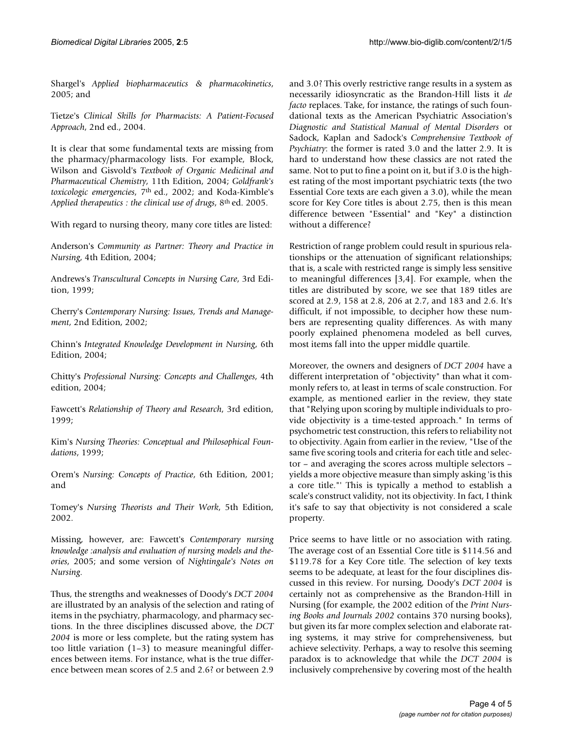Shargel's *Applied biopharmaceutics & pharmacokinetics*, 2005; and

Tietze's *Clinical Skills for Pharmacists: A Patient-Focused Approach*, 2nd ed., 2004.

It is clear that some fundamental texts are missing from the pharmacy/pharmacology lists. For example, Block, Wilson and Gisvold's *Textbook of Organic Medicinal and Pharmaceutical Chemistry*, 11th Edition, 2004; *Goldfrank's toxicologic emergencies*, 7th ed., 2002; and Koda-Kimble's *Applied therapeutics : the clinical use of drugs*, 8th ed. 2005.

With regard to nursing theory, many core titles are listed:

Anderson's *Community as Partner: Theory and Practice in Nursing*, 4th Edition, 2004;

Andrews's *Transcultural Concepts in Nursing Care*, 3rd Edition, 1999;

Cherry's *Contemporary Nursing: Issues, Trends and Management*, 2nd Edition, 2002;

Chinn's *Integrated Knowledge Development in Nursing*, 6th Edition, 2004;

Chitty's *Professional Nursing: Concepts and Challenges*, 4th edition, 2004;

Fawcett's *Relationship of Theory and Research*, 3rd edition, 1999;

Kim's *Nursing Theories: Conceptual and Philosophical Foundations*, 1999;

Orem's *Nursing: Concepts of Practice*, 6th Edition, 2001; and

Tomey's *Nursing Theorists and Their Work*, 5th Edition, 2002.

Missing, however, are: Fawcett's *Contemporary nursing knowledge :analysis and evaluation of nursing models and theories*, 2005; and some version of *Nightingale's Notes on Nursing*.

Thus, the strengths and weaknesses of Doody's *DCT 2004* are illustrated by an analysis of the selection and rating of items in the psychiatry, pharmacology, and pharmacy sections. In the three disciplines discussed above, the *DCT 2004* is more or less complete, but the rating system has too little variation (1–3) to measure meaningful differences between items. For instance, what is the true difference between mean scores of 2.5 and 2.6? or between 2.9 and 3.0? This overly restrictive range results in a system as necessarily idiosyncratic as the Brandon-Hill lists it *de facto* replaces. Take, for instance, the ratings of such foundational texts as the American Psychiatric Association's *Diagnostic and Statistical Manual of Mental Disorders* or Sadock, Kaplan and Sadock's *Comprehensive Textbook of Psychiatry*: the former is rated 3.0 and the latter 2.9. It is hard to understand how these classics are not rated the same. Not to put to fine a point on it, but if 3.0 is the highest rating of the most important psychiatric texts (the two Essential Core texts are each given a 3.0), while the mean score for Key Core titles is about 2.75, then is this mean difference between "Essential" and "Key" a distinction without a difference?

Restriction of range problem could result in spurious relationships or the attenuation of significant relationships; that is, a scale with restricted range is simply less sensitive to meaningful differences [3,4]. For example, when the titles are distributed by score, we see that 189 titles are scored at 2.9, 158 at 2.8, 206 at 2.7, and 183 and 2.6. It's difficult, if not impossible, to decipher how these numbers are representing quality differences. As with many poorly explained phenomena modeled as bell curves, most items fall into the upper middle quartile.

Moreover, the owners and designers of *DCT 2004* have a different interpretation of "objectivity" than what it commonly refers to, at least in terms of scale construction. For example, as mentioned earlier in the review, they state that "Relying upon scoring by multiple individuals to provide objectivity is a time-tested approach." In terms of psychometric test construction, this refers to reliability not to objectivity. Again from earlier in the review, "Use of the same five scoring tools and criteria for each title and selector – and averaging the scores across multiple selectors – yields a more objective measure than simply asking 'is this a core title."' This is typically a method to establish a scale's construct validity, not its objectivity. In fact, I think it's safe to say that objectivity is not considered a scale property.

Price seems to have little or no association with rating. The average cost of an Essential Core title is \$114.56 and \$119.78 for a Key Core title. The selection of key texts seems to be adequate, at least for the four disciplines discussed in this review. For nursing, Doody's *DCT 2004* is certainly not as comprehensive as the Brandon-Hill in Nursing (for example, the 2002 edition of the *Print Nursing Books and Journals 2002* contains 370 nursing books), but given its far more complex selection and elaborate rating systems, it may strive for comprehensiveness, but achieve selectivity. Perhaps, a way to resolve this seeming paradox is to acknowledge that while the *DCT 2004* is inclusively comprehensive by covering most of the health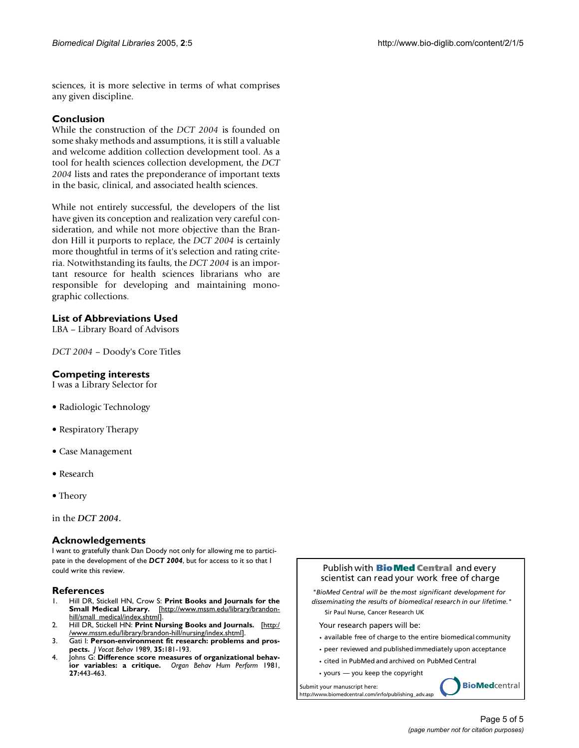sciences, it is more selective in terms of what comprises any given discipline.

## Conclusion

While the construction of the *DCT 2004* is founded on some shaky methods and assumptions, it is still a valuable and welcome addition collection development tool. As a tool for health sciences collection development, the *DCT 2004* lists and rates the preponderance of important texts in the basic, clinical, and associated health sciences.

While not entirely successful, the developers of the list have given its conception and realization very careful consideration, and while not more objective than the Brandon Hill it purports to replace, the *DCT 2004* is certainly more thoughtful in terms of it's selection and rating criteria. Notwithstanding its faults, the *DCT 2004* is an important resource for health sciences librarians who are responsible for developing and maintaining monographic collections.

## List of Abbreviations Used

LBA – Library Board of Advisors

*DCT 2004* – Doody's Core Titles

## Competing interests

I was a Library Selector for

- Radiologic Technology
- Respiratory Therapy
- Case Management
- Research
- Theory

in the ***DCT 2004***.

## Acknowledgements

I want to gratefully thank Dan Doody not only for allowing me to participate in the development of the ***DCT 2004***, but for access to it so that I could write this review.

## References

1. Hill DR, Stickell HN, Crow S: **Print Books and Journals for the Small Medical Library.** [http://www.mssm.edu/library/brandon-hill/small_medical/index.shtml].
2. Hill DR, Stickell HN: **Print Nursing Books and Journals.** [http://www.mssm.edu/library/brandon-hill/nursing/index.shtml].
3. Gati I: **Person-environment fit research: problems and prospects.** *J Vocat Behav* 1989, **35:**181-193.
4. Johns G: **Difference score measures of organizational behavior variables: a critique.** *Organ Behav Hum Perform* 1981, **27:**443-463.

Publish with **BioMed Central** and every scientist can read your work free of charge

*"BioMed Central will be the most significant development for disseminating the results of biomedical research in our lifetime."*

Sir Paul Nurse, Cancer Research UK

Your research papers will be:

- available free of charge to the entire biomedical community
- peer reviewed and published immediately upon acceptance
- cited in PubMed and archived on PubMed Central
- yours — you keep the copyright

Submit your manuscript here:
http://www.biomedcentral.com/info/publishing_adv.asp

**BioMed**central